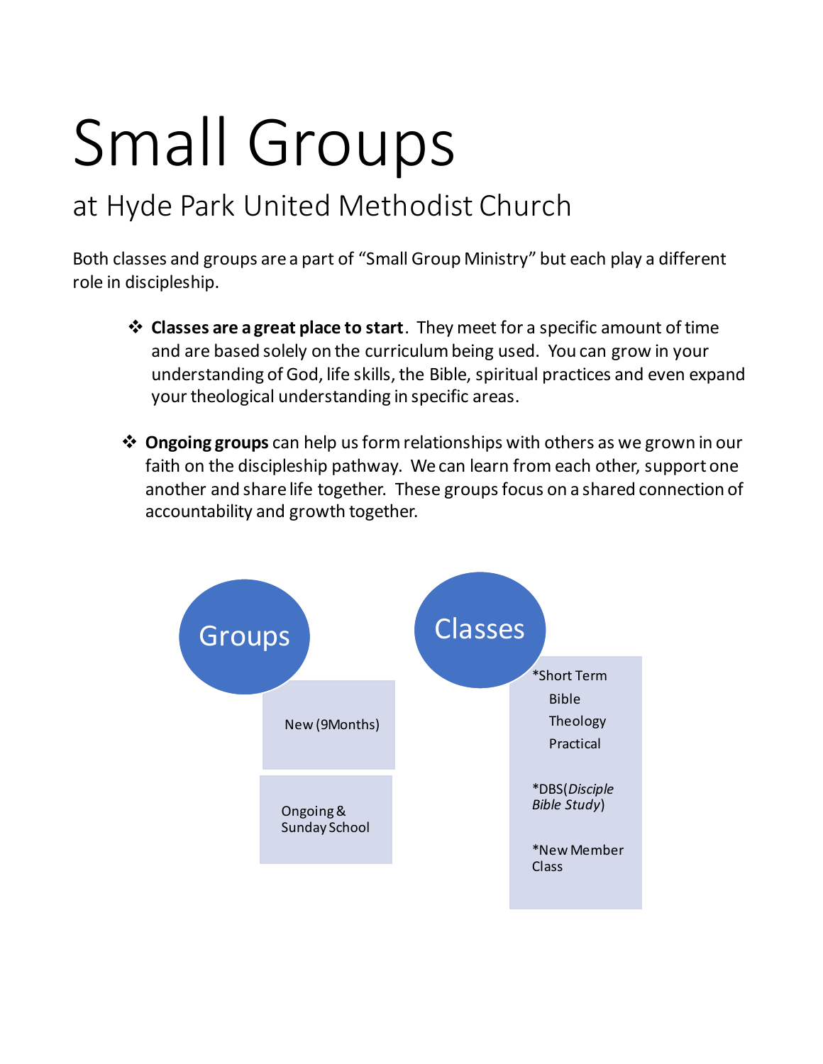# Small Groups

## at Hyde Park United Methodist Church

Both classes and groups are a part of "Small Group Ministry" but each play a different role in discipleship.

- **Classes are a great place to start**. They meet for a specific amount of time and are based solely on the curriculum being used. You can grow in your understanding of God, life skills, the Bible, spiritual practices and even expand your theological understanding in specific areas.

- **Ongoing groups** can help us form relationships with others as we grown in our faith on the discipleship pathway. We can learn from each other, support one another and share life together. These groups focus on a shared connection of accountability and growth together.

**Groups**

- New (9Months)
- Ongoing & Sunday School

**Classes**

- *Short Term
  - Bible
  - Theology
  - Practical
- *DBS(*Disciple Bible Study*)
- *New Member Class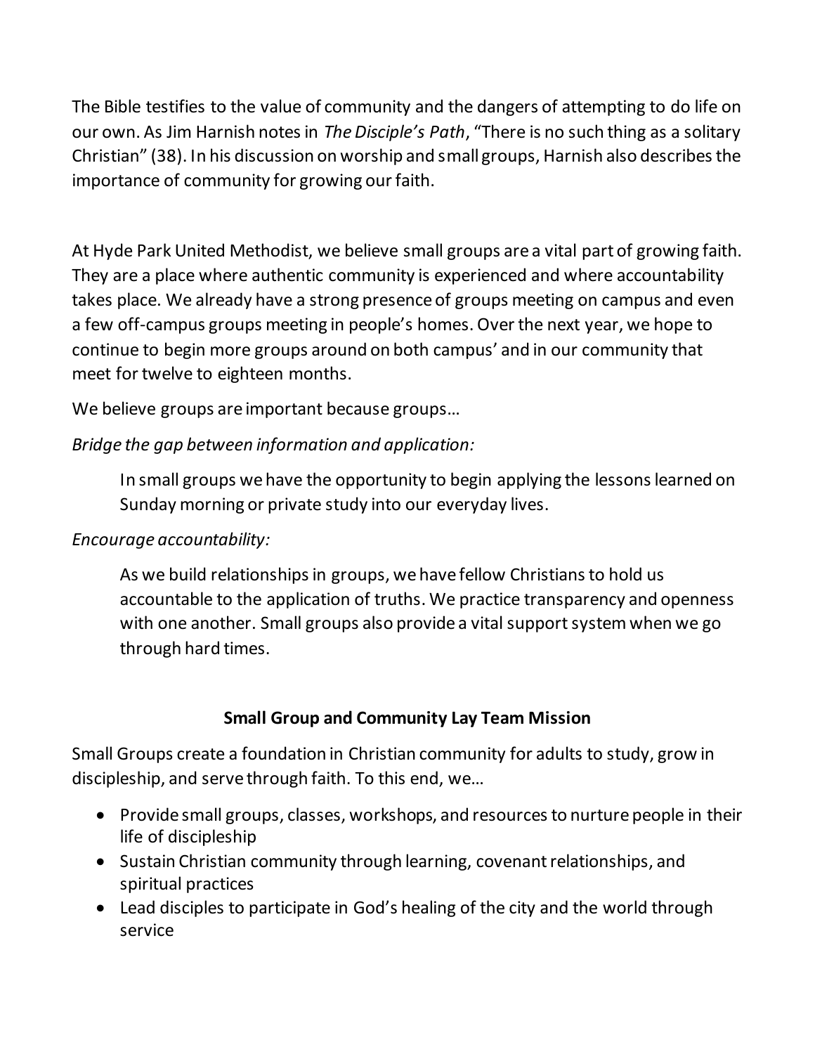The Bible testifies to the value of community and the dangers of attempting to do life on our own. As Jim Harnish notes in *The Disciple's Path*, "There is no such thing as a solitary Christian" (38). In his discussion on worship and small groups, Harnish also describes the importance of community for growing our faith.

At Hyde Park United Methodist, we believe small groups are a vital part of growing faith. They are a place where authentic community is experienced and where accountability takes place. We already have a strong presence of groups meeting on campus and even a few off-campus groups meeting in people's homes. Over the next year, we hope to continue to begin more groups around on both campus' and in our community that meet for twelve to eighteen months.

We believe groups are important because groups…

*Bridge the gap between information and application:*

> In small groups we have the opportunity to begin applying the lessons learned on Sunday morning or private study into our everyday lives.

*Encourage accountability:*

> As we build relationships in groups, we have fellow Christians to hold us accountable to the application of truths. We practice transparency and openness with one another. Small groups also provide a vital support system when we go through hard times.

## Small Group and Community Lay Team Mission

Small Groups create a foundation in Christian community for adults to study, grow in discipleship, and serve through faith. To this end, we…

- Provide small groups, classes, workshops, and resources to nurture people in their life of discipleship
- Sustain Christian community through learning, covenant relationships, and spiritual practices
- Lead disciples to participate in God's healing of the city and the world through service